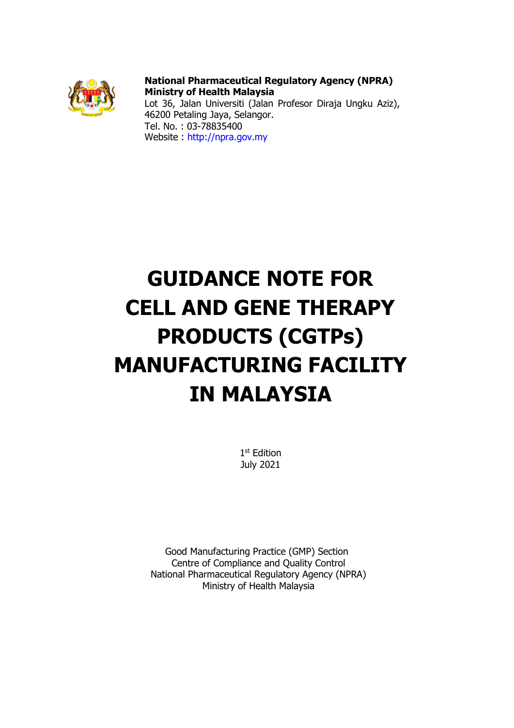**National Pharmaceutical Regulatory Agency (NPRA)**
**Ministry of Health Malaysia**
Lot 36, Jalan Universiti (Jalan Profesor Diraja Ungku Aziz),
46200 Petaling Jaya, Selangor.
Tel. No. : 03-78835400
Website : http://npra.gov.my

# GUIDANCE NOTE FOR CELL AND GENE THERAPY PRODUCTS (CGTPs) MANUFACTURING FACILITY IN MALAYSIA

1st Edition
July 2021

Good Manufacturing Practice (GMP) Section
Centre of Compliance and Quality Control
National Pharmaceutical Regulatory Agency (NPRA)
Ministry of Health Malaysia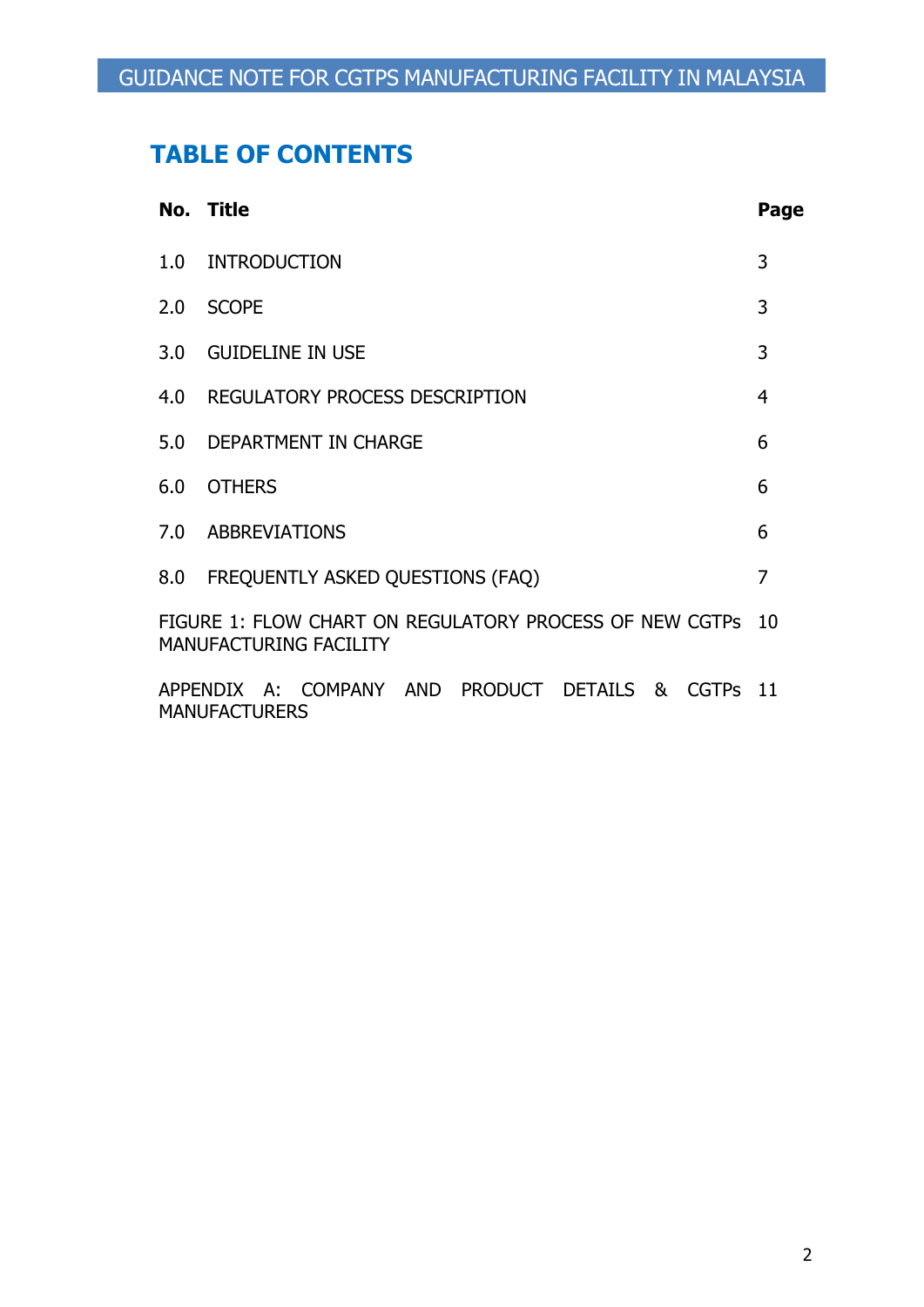## TABLE OF CONTENTS

| No. | Title | Page |
|---|---|---|
| 1.0 | INTRODUCTION | 3 |
| 2.0 | SCOPE | 3 |
| 3.0 | GUIDELINE IN USE | 3 |
| 4.0 | REGULATORY PROCESS DESCRIPTION | 4 |
| 5.0 | DEPARTMENT IN CHARGE | 6 |
| 6.0 | OTHERS | 6 |
| 7.0 | ABBREVIATIONS | 6 |
| 8.0 | FREQUENTLY ASKED QUESTIONS (FAQ) | 7 |
| FIGURE 1: FLOW CHART ON REGULATORY PROCESS OF NEW CGTPs MANUFACTURING FACILITY | | 10 |
| APPENDIX A: COMPANY AND PRODUCT DETAILS & CGTPs MANUFACTURERS | | 11 |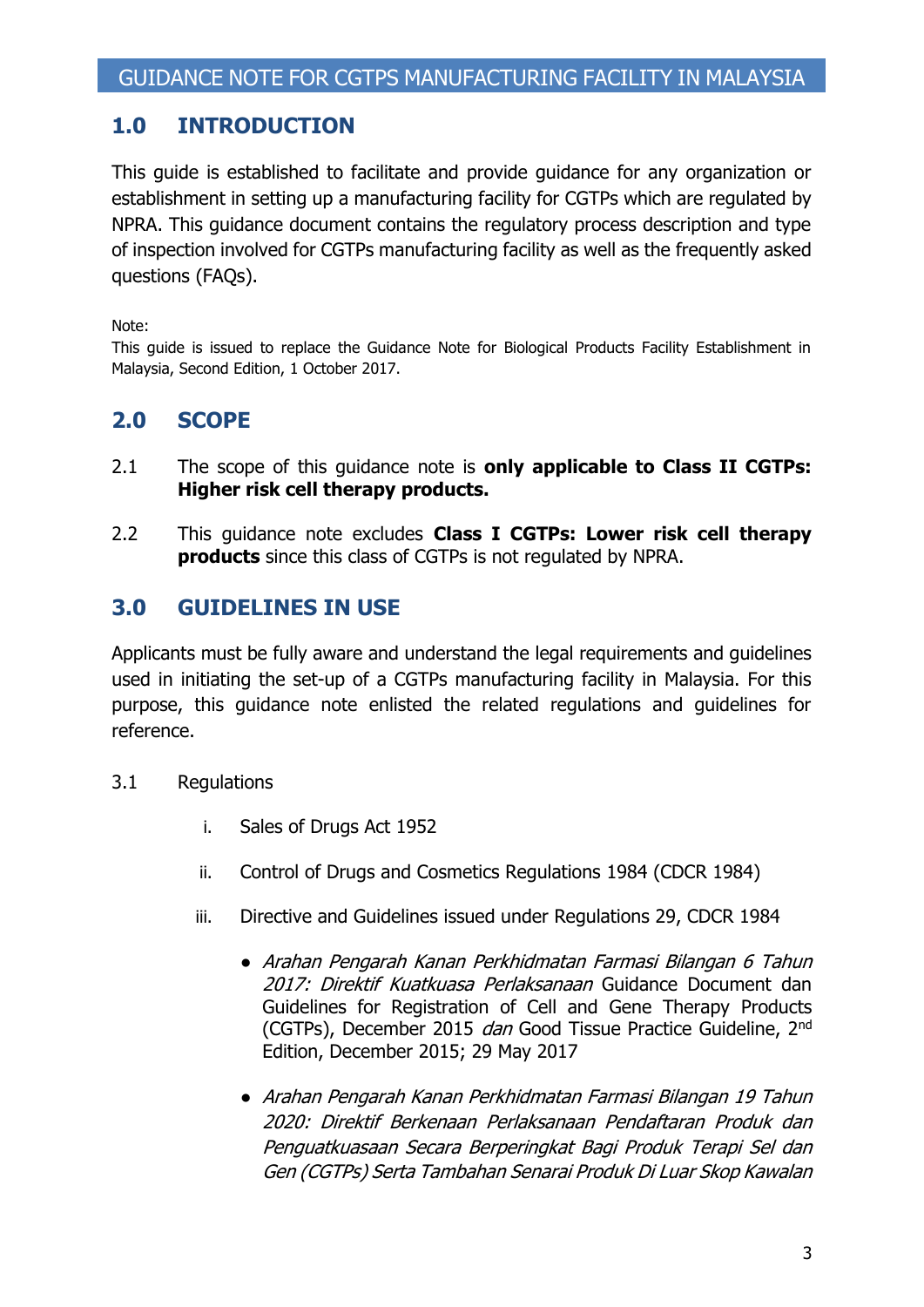## 1.0 INTRODUCTION

This guide is established to facilitate and provide guidance for any organization or establishment in setting up a manufacturing facility for CGTPs which are regulated by NPRA. This guidance document contains the regulatory process description and type of inspection involved for CGTPs manufacturing facility as well as the frequently asked questions (FAQs).

Note:
This guide is issued to replace the Guidance Note for Biological Products Facility Establishment in Malaysia, Second Edition, 1 October 2017.

## 2.0 SCOPE

2.1 The scope of this guidance note is **only applicable to Class II CGTPs: Higher risk cell therapy products.**

2.2 This guidance note excludes **Class I CGTPs: Lower risk cell therapy products** since this class of CGTPs is not regulated by NPRA.

## 3.0 GUIDELINES IN USE

Applicants must be fully aware and understand the legal requirements and guidelines used in initiating the set-up of a CGTPs manufacturing facility in Malaysia. For this purpose, this guidance note enlisted the related regulations and guidelines for reference.

3.1 Regulations

i. Sales of Drugs Act 1952

ii. Control of Drugs and Cosmetics Regulations 1984 (CDCR 1984)

iii. Directive and Guidelines issued under Regulations 29, CDCR 1984

- *Arahan Pengarah Kanan Perkhidmatan Farmasi Bilangan 6 Tahun 2017: Direktif Kuatkuasa Perlaksanaan* Guidance Document dan Guidelines for Registration of Cell and Gene Therapy Products (CGTPs), December 2015 *dan* Good Tissue Practice Guideline, 2nd Edition, December 2015; 29 May 2017

- *Arahan Pengarah Kanan Perkhidmatan Farmasi Bilangan 19 Tahun 2020: Direktif Berkenaan Perlaksanaan Pendaftaran Produk dan Penguatkuasaan Secara Berperingkat Bagi Produk Terapi Sel dan Gen (CGTPs) Serta Tambahan Senarai Produk Di Luar Skop Kawalan*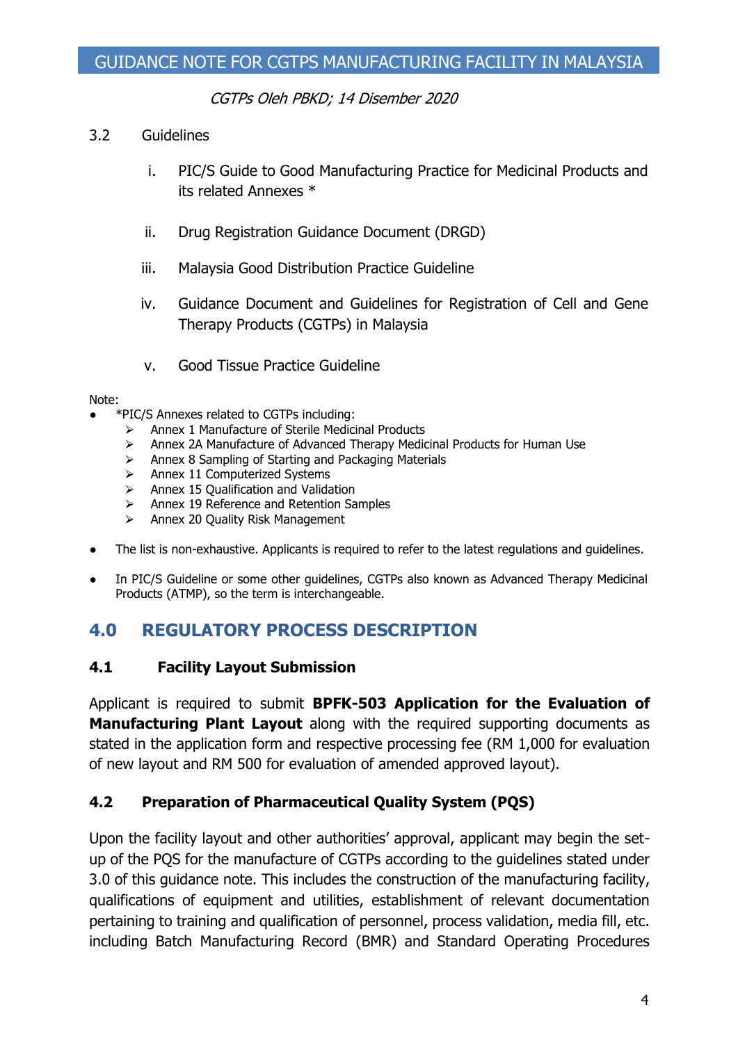3.2 Guidelines

i. PIC/S Guide to Good Manufacturing Practice for Medicinal Products and its related Annexes *

ii. Drug Registration Guidance Document (DRGD)

iii. Malaysia Good Distribution Practice Guideline

iv. Guidance Document and Guidelines for Registration of Cell and Gene Therapy Products (CGTPs) in Malaysia

v. Good Tissue Practice Guideline

Note:

- *PIC/S Annexes related to CGTPs including:
  - Annex 1 Manufacture of Sterile Medicinal Products
  - Annex 2A Manufacture of Advanced Therapy Medicinal Products for Human Use
  - Annex 8 Sampling of Starting and Packaging Materials
  - Annex 11 Computerized Systems
  - Annex 15 Qualification and Validation
  - Annex 19 Reference and Retention Samples
  - Annex 20 Quality Risk Management
- The list is non-exhaustive. Applicants is required to refer to the latest regulations and guidelines.
- In PIC/S Guideline or some other guidelines, CGTPs also known as Advanced Therapy Medicinal Products (ATMP), so the term is interchangeable.

## 4.0 REGULATORY PROCESS DESCRIPTION

### 4.1 Facility Layout Submission

Applicant is required to submit **BPFK-503 Application for the Evaluation of Manufacturing Plant Layout** along with the required supporting documents as stated in the application form and respective processing fee (RM 1,000 for evaluation of new layout and RM 500 for evaluation of amended approved layout).

### 4.2 Preparation of Pharmaceutical Quality System (PQS)

Upon the facility layout and other authorities' approval, applicant may begin the set-up of the PQS for the manufacture of CGTPs according to the guidelines stated under 3.0 of this guidance note. This includes the construction of the manufacturing facility, qualifications of equipment and utilities, establishment of relevant documentation pertaining to training and qualification of personnel, process validation, media fill, etc. including Batch Manufacturing Record (BMR) and Standard Operating Procedures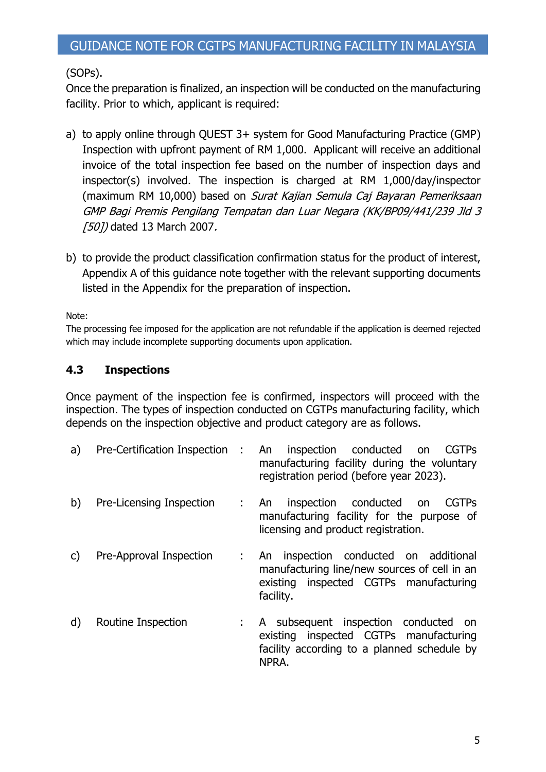(SOPs).
Once the preparation is finalized, an inspection will be conducted on the manufacturing facility. Prior to which, applicant is required:

a) to apply online through QUEST 3+ system for Good Manufacturing Practice (GMP) Inspection with upfront payment of RM 1,000. Applicant will receive an additional invoice of the total inspection fee based on the number of inspection days and inspector(s) involved. The inspection is charged at RM 1,000/day/inspector (maximum RM 10,000) based on *Surat Kajian Semula Caj Bayaran Pemeriksaan GMP Bagi Premis Pengilang Tempatan dan Luar Negara (KK/BP09/441/239 Jld 3 [50])* dated 13 March 2007.

b) to provide the product classification confirmation status for the product of interest, Appendix A of this guidance note together with the relevant supporting documents listed in the Appendix for the preparation of inspection.

Note:
The processing fee imposed for the application are not refundable if the application is deemed rejected which may include incomplete supporting documents upon application.

### 4.3 Inspections

Once payment of the inspection fee is confirmed, inspectors will proceed with the inspection. The types of inspection conducted on CGTPs manufacturing facility, which depends on the inspection objective and product category are as follows.

a) Pre-Certification Inspection : An inspection conducted on CGTPs manufacturing facility during the voluntary registration period (before year 2023).

b) Pre-Licensing Inspection : An inspection conducted on CGTPs manufacturing facility for the purpose of licensing and product registration.

c) Pre-Approval Inspection : An inspection conducted on additional manufacturing line/new sources of cell in an existing inspected CGTPs manufacturing facility.

d) Routine Inspection : A subsequent inspection conducted on existing inspected CGTPs manufacturing facility according to a planned schedule by NPRA.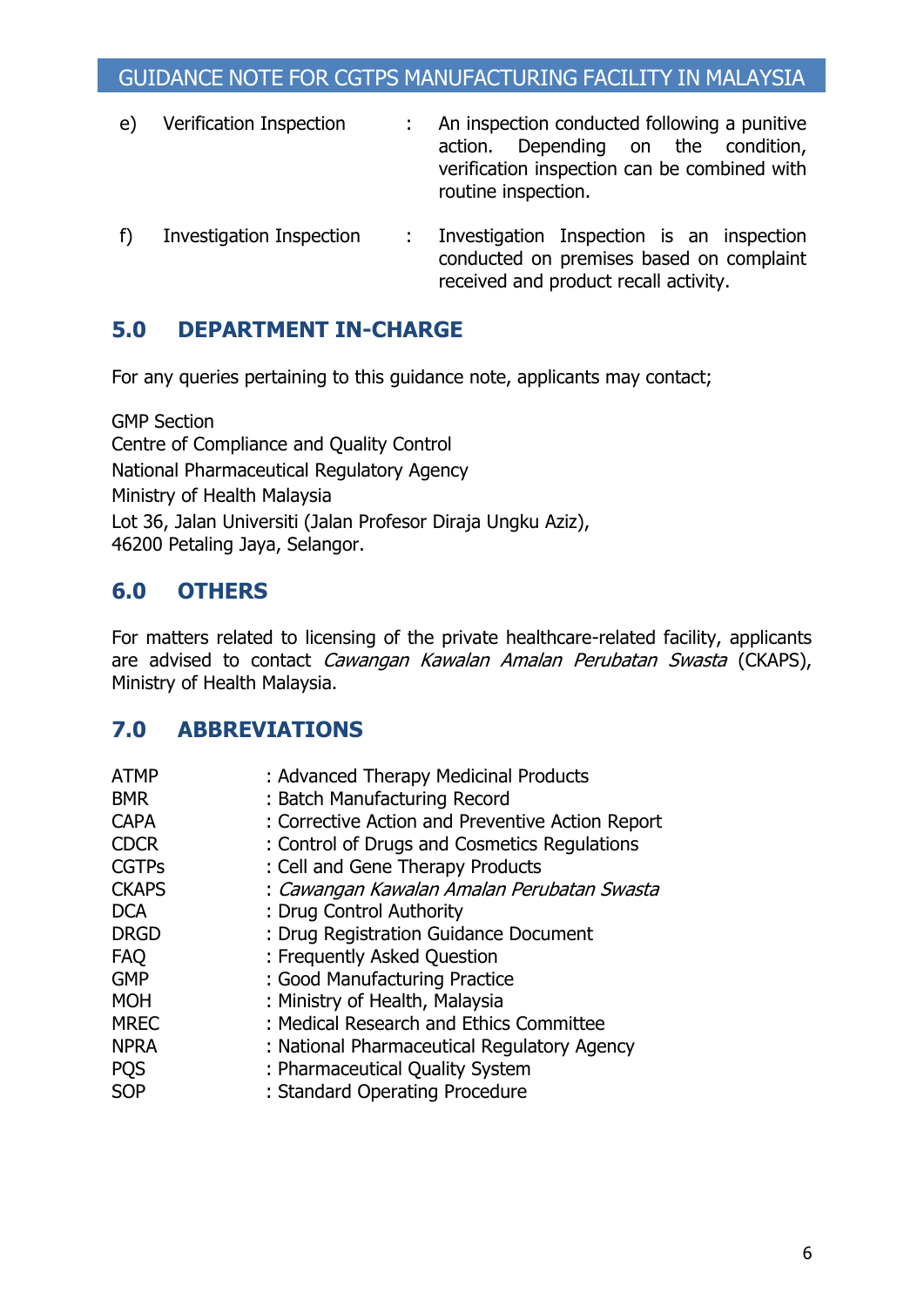e) Verification Inspection : An inspection conducted following a punitive action. Depending on the condition, verification inspection can be combined with routine inspection.

f) Investigation Inspection : Investigation Inspection is an inspection conducted on premises based on complaint received and product recall activity.

## 5.0 DEPARTMENT IN-CHARGE

For any queries pertaining to this guidance note, applicants may contact;

GMP Section  
Centre of Compliance and Quality Control  
National Pharmaceutical Regulatory Agency  
Ministry of Health Malaysia  
Lot 36, Jalan Universiti (Jalan Profesor Diraja Ungku Aziz),  
46200 Petaling Jaya, Selangor.

## 6.0 OTHERS

For matters related to licensing of the private healthcare-related facility, applicants are advised to contact *Cawangan Kawalan Amalan Perubatan Swasta* (CKAPS), Ministry of Health Malaysia.

## 7.0 ABBREVIATIONS

| | |
|---|---|
| ATMP | : Advanced Therapy Medicinal Products |
| BMR | : Batch Manufacturing Record |
| CAPA | : Corrective Action and Preventive Action Report |
| CDCR | : Control of Drugs and Cosmetics Regulations |
| CGTPs | : Cell and Gene Therapy Products |
| CKAPS | : *Cawangan Kawalan Amalan Perubatan Swasta* |
| DCA | : Drug Control Authority |
| DRGD | : Drug Registration Guidance Document |
| FAQ | : Frequently Asked Question |
| GMP | : Good Manufacturing Practice |
| MOH | : Ministry of Health, Malaysia |
| MREC | : Medical Research and Ethics Committee |
| NPRA | : National Pharmaceutical Regulatory Agency |
| PQS | : Pharmaceutical Quality System |
| SOP | : Standard Operating Procedure |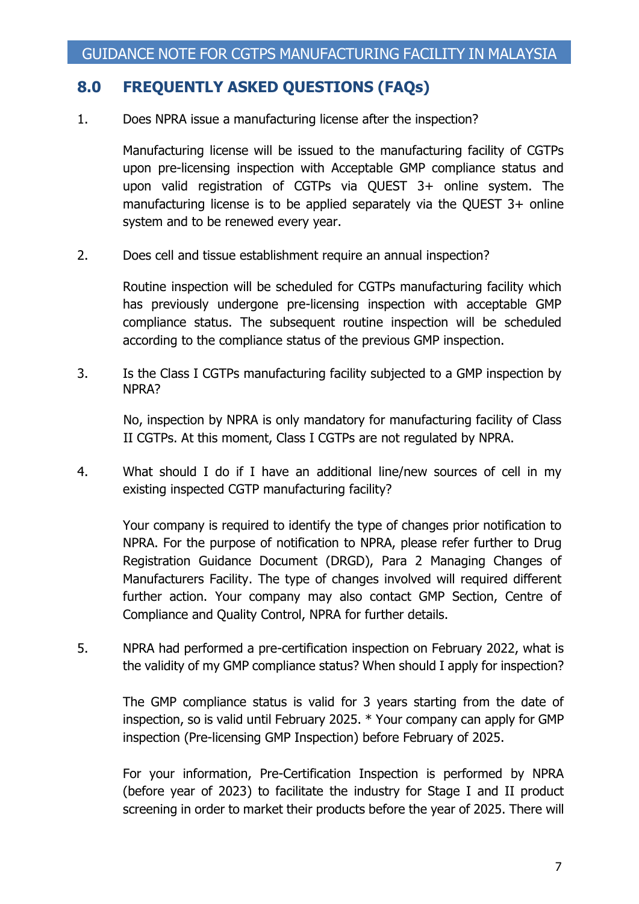## 8.0 FREQUENTLY ASKED QUESTIONS (FAQs)

1. Does NPRA issue a manufacturing license after the inspection?

   Manufacturing license will be issued to the manufacturing facility of CGTPs upon pre-licensing inspection with Acceptable GMP compliance status and upon valid registration of CGTPs via QUEST 3+ online system. The manufacturing license is to be applied separately via the QUEST 3+ online system and to be renewed every year.

2. Does cell and tissue establishment require an annual inspection?

   Routine inspection will be scheduled for CGTPs manufacturing facility which has previously undergone pre-licensing inspection with acceptable GMP compliance status. The subsequent routine inspection will be scheduled according to the compliance status of the previous GMP inspection.

3. Is the Class I CGTPs manufacturing facility subjected to a GMP inspection by NPRA?

   No, inspection by NPRA is only mandatory for manufacturing facility of Class II CGTPs. At this moment, Class I CGTPs are not regulated by NPRA.

4. What should I do if I have an additional line/new sources of cell in my existing inspected CGTP manufacturing facility?

   Your company is required to identify the type of changes prior notification to NPRA. For the purpose of notification to NPRA, please refer further to Drug Registration Guidance Document (DRGD), Para 2 Managing Changes of Manufacturers Facility. The type of changes involved will required different further action. Your company may also contact GMP Section, Centre of Compliance and Quality Control, NPRA for further details.

5. NPRA had performed a pre-certification inspection on February 2022, what is the validity of my GMP compliance status? When should I apply for inspection?

   The GMP compliance status is valid for 3 years starting from the date of inspection, so is valid until February 2025. * Your company can apply for GMP inspection (Pre-licensing GMP Inspection) before February of 2025.

   For your information, Pre-Certification Inspection is performed by NPRA (before year of 2023) to facilitate the industry for Stage I and II product screening in order to market their products before the year of 2025. There will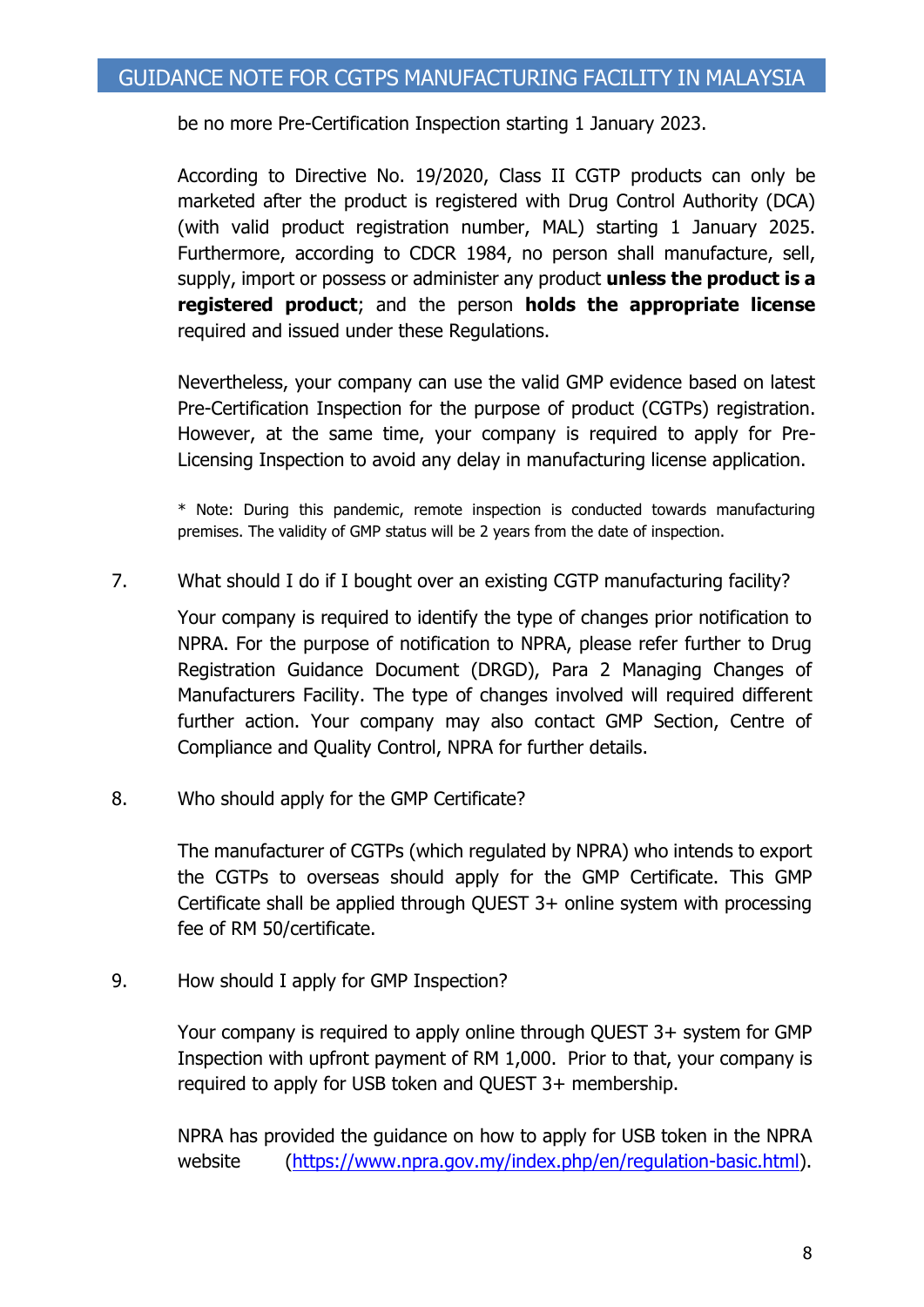be no more Pre-Certification Inspection starting 1 January 2023.

According to Directive No. 19/2020, Class II CGTP products can only be marketed after the product is registered with Drug Control Authority (DCA) (with valid product registration number, MAL) starting 1 January 2025. Furthermore, according to CDCR 1984, no person shall manufacture, sell, supply, import or possess or administer any product **unless the product is a registered product**; and the person **holds the appropriate license** required and issued under these Regulations.

Nevertheless, your company can use the valid GMP evidence based on latest Pre-Certification Inspection for the purpose of product (CGTPs) registration. However, at the same time, your company is required to apply for Pre-Licensing Inspection to avoid any delay in manufacturing license application.

\* Note: During this pandemic, remote inspection is conducted towards manufacturing premises. The validity of GMP status will be 2 years from the date of inspection.

7. What should I do if I bought over an existing CGTP manufacturing facility?

   Your company is required to identify the type of changes prior notification to NPRA. For the purpose of notification to NPRA, please refer further to Drug Registration Guidance Document (DRGD), Para 2 Managing Changes of Manufacturers Facility. The type of changes involved will required different further action. Your company may also contact GMP Section, Centre of Compliance and Quality Control, NPRA for further details.

8. Who should apply for the GMP Certificate?

   The manufacturer of CGTPs (which regulated by NPRA) who intends to export the CGTPs to overseas should apply for the GMP Certificate. This GMP Certificate shall be applied through QUEST 3+ online system with processing fee of RM 50/certificate.

9. How should I apply for GMP Inspection?

   Your company is required to apply online through QUEST 3+ system for GMP Inspection with upfront payment of RM 1,000. Prior to that, your company is required to apply for USB token and QUEST 3+ membership.

   NPRA has provided the guidance on how to apply for USB token in the NPRA website (https://www.npra.gov.my/index.php/en/regulation-basic.html).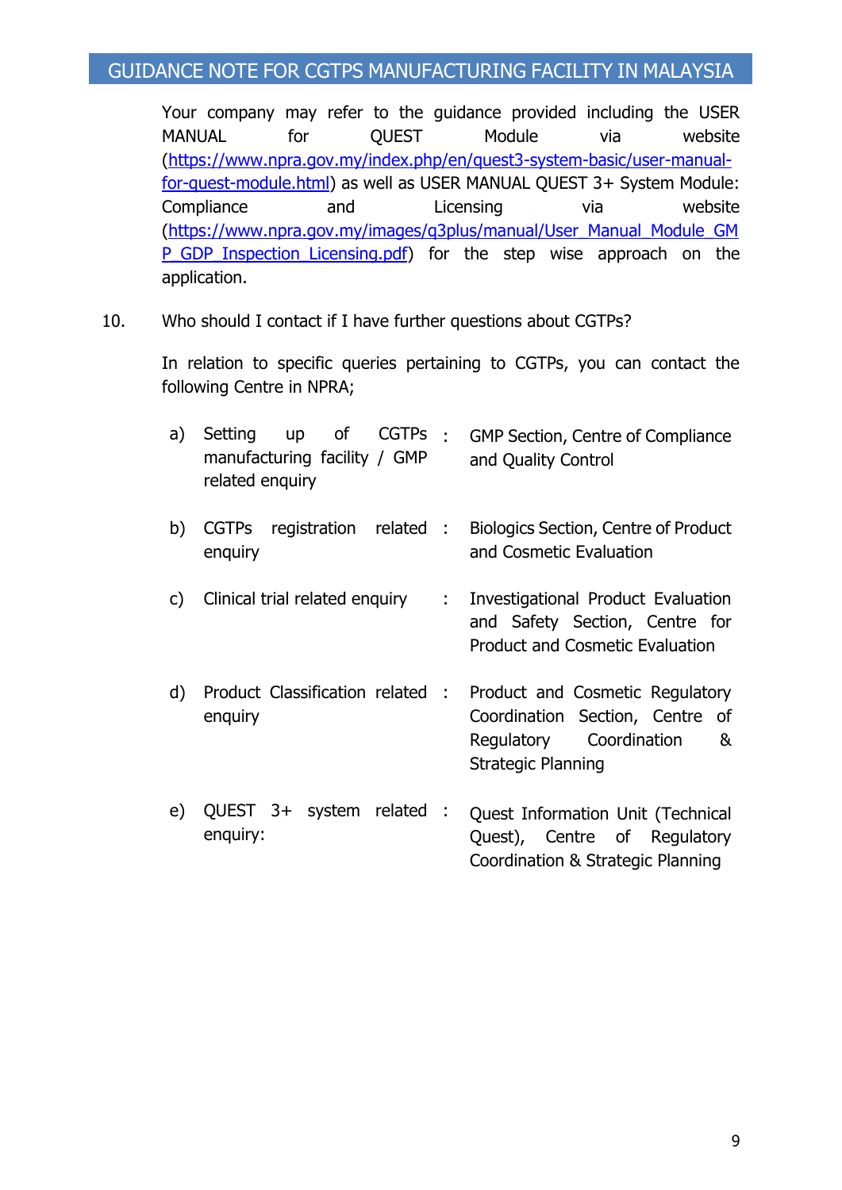Your company may refer to the guidance provided including the USER MANUAL for QUEST Module via website (https://www.npra.gov.my/index.php/en/quest3-system-basic/user-manual-for-quest-module.html) as well as USER MANUAL QUEST 3+ System Module: Compliance and Licensing via website (https://www.npra.gov.my/images/q3plus/manual/User_Manual_Module_GMP_GDP_Inspection_Licensing.pdf) for the step wise approach on the application.

10. Who should I contact if I have further questions about CGTPs?

In relation to specific queries pertaining to CGTPs, you can contact the following Centre in NPRA;

a) Setting up of CGTPs manufacturing facility / GMP related enquiry : GMP Section, Centre of Compliance and Quality Control

b) CGTPs registration related enquiry : Biologics Section, Centre of Product and Cosmetic Evaluation

c) Clinical trial related enquiry : Investigational Product Evaluation and Safety Section, Centre for Product and Cosmetic Evaluation

d) Product Classification related enquiry : Product and Cosmetic Regulatory Coordination Section, Centre of Regulatory Coordination & Strategic Planning

e) QUEST 3+ system related enquiry: : Quest Information Unit (Technical Quest), Centre of Regulatory Coordination & Strategic Planning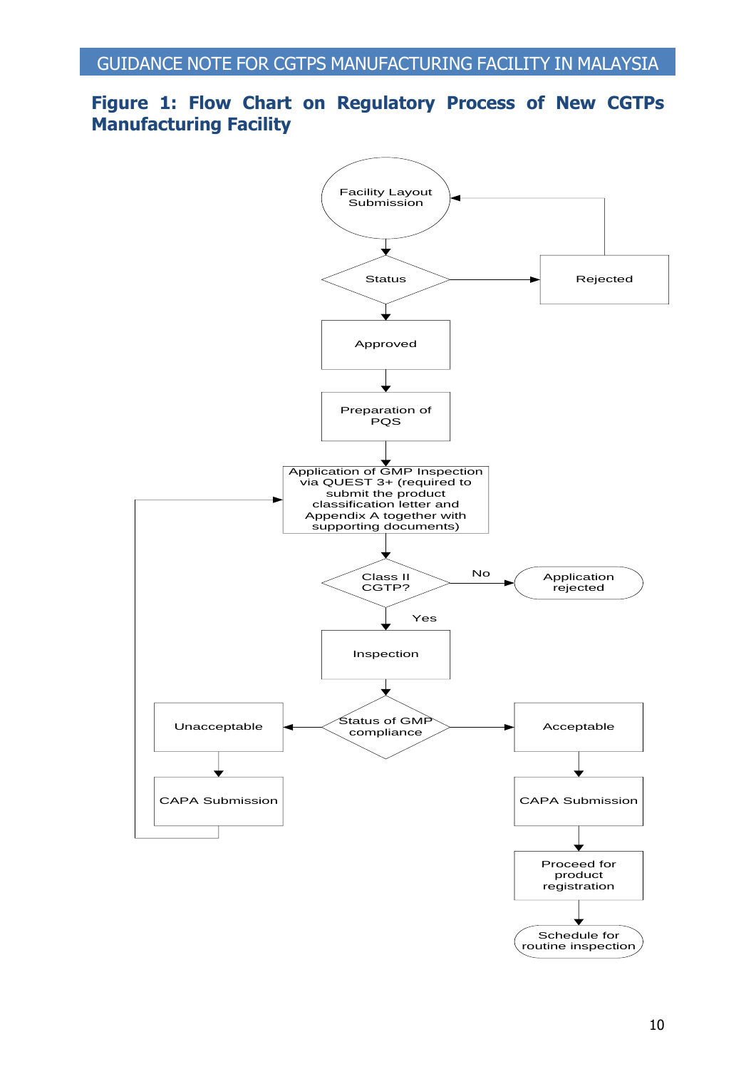**Figure 1: Flow Chart on Regulatory Process of New CGTPs Manufacturing Facility**

Facility Layout Submission

Status

Rejected

Approved

Preparation of PQS

Application of GMP Inspection via QUEST 3+ (required to submit the product classification letter and Appendix A together with supporting documents)

Class II CGTP?

No

Application rejected

Yes

Inspection

Status of GMP compliance

Unacceptable

CAPA Submission

Acceptable

CAPA Submission

Proceed for product registration

Schedule for routine inspection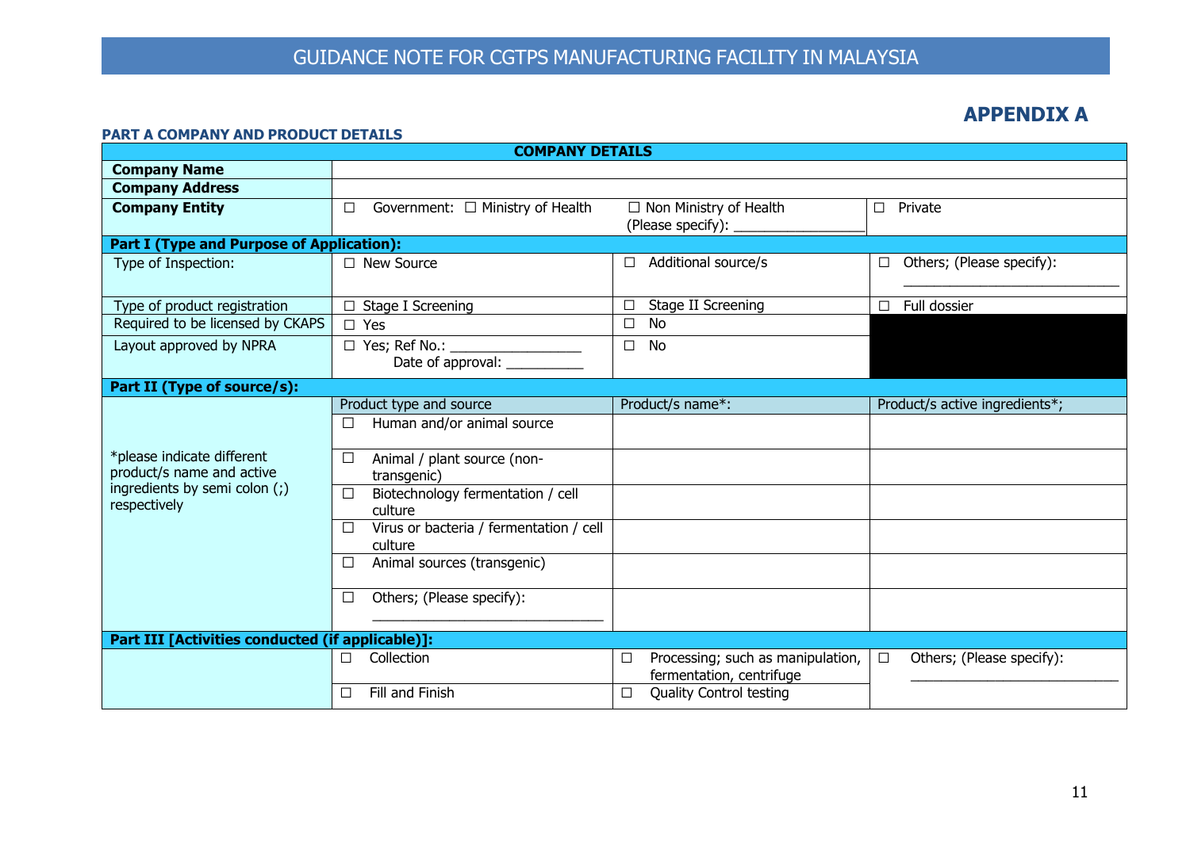## APPENDIX A

**PART A COMPANY AND PRODUCT DETAILS**

| **COMPANY DETAILS** | | | |
|---|---|---|---|
| **Company Name** | | | |
| **Company Address** | | | |
| **Company Entity** | ☐ Government: ☐ Ministry of Health | ☐ Non Ministry of Health (Please specify): ________________ | ☐ Private |
| **Part I (Type and Purpose of Application):** | | | |
| Type of Inspection: | ☐ New Source | ☐ Additional source/s | ☐ Others; (Please specify): ____________________________ |
| Type of product registration | ☐ Stage I Screening | ☐ Stage II Screening | ☐ Full dossier |
| Required to be licensed by CKAPS | ☐ Yes | ☐ No | |
| Layout approved by NPRA | ☐ Yes; Ref No.: ________________ Date of approval: __________ | ☐ No | |
| **Part II (Type of source/s):** | | | |
| *please indicate different product/s name and active ingredients by semi colon (;) respectively | Product type and source | Product/s name*: | Product/s active ingredients*; |
| | ☐ Human and/or animal source | | |
| | ☐ Animal / plant source (non-transgenic) | | |
| | ☐ Biotechnology fermentation / cell culture | | |
| | ☐ Virus or bacteria / fermentation / cell culture | | |
| | ☐ Animal sources (transgenic) | | |
| | ☐ Others; (Please specify): ______________________________ | | |
| **Part III [Activities conducted (if applicable)]:** | | | |
| | ☐ Collection | ☐ Processing; such as manipulation, fermentation, centrifuge | ☐ Others; (Please specify): ___________________________ |
| | ☐ Fill and Finish | ☐ Quality Control testing | |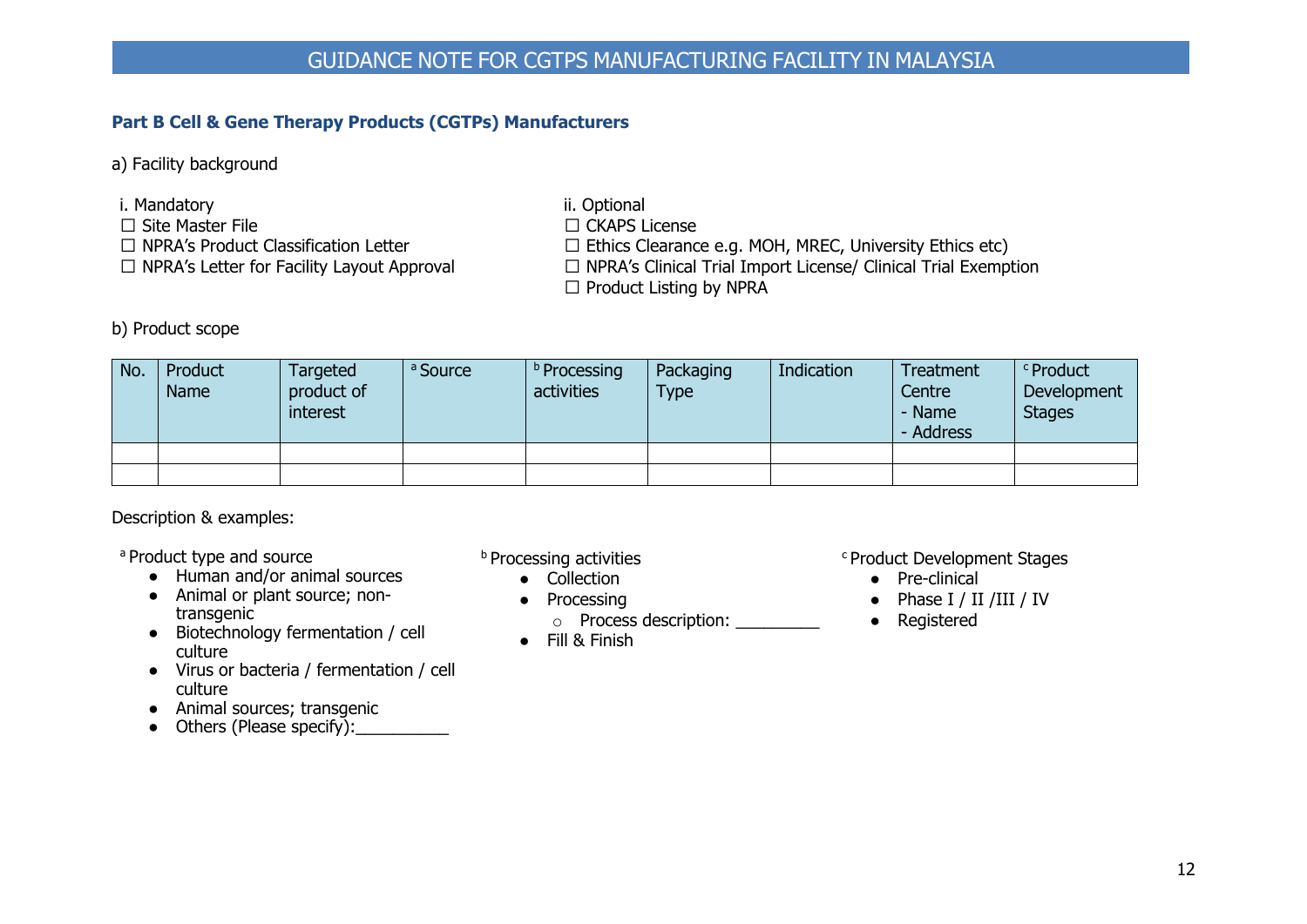## Part B Cell & Gene Therapy Products (CGTPs) Manufacturers

a) Facility background

i. Mandatory

☐ Site Master File

☐ NPRA's Product Classification Letter

☐ NPRA's Letter for Facility Layout Approval

ii. Optional

☐ CKAPS License

☐ Ethics Clearance e.g. MOH, MREC, University Ethics etc)

☐ NPRA's Clinical Trial Import License/ Clinical Trial Exemption

☐ Product Listing by NPRA

b) Product scope

| No. | Product Name | Targeted product of interest | [a] Source | [b] Processing activities | Packaging Type | Indication | Treatment Centre - Name - Address | [c] Product Development Stages |
|---|---|---|---|---|---|---|---|---|
| | | | | | | | | |
| | | | | | | | | |

Description & examples:

[a] Product type and source

- Human and/or animal sources
- Animal or plant source; non-transgenic
- Biotechnology fermentation / cell culture
- Virus or bacteria / fermentation / cell culture
- Animal sources; transgenic
- Others (Please specify):__________

[b] Processing activities

- Collection
- Processing
  - Process description: _________
- Fill & Finish

[c] Product Development Stages

- Pre-clinical
- Phase I / II /III / IV
- Registered